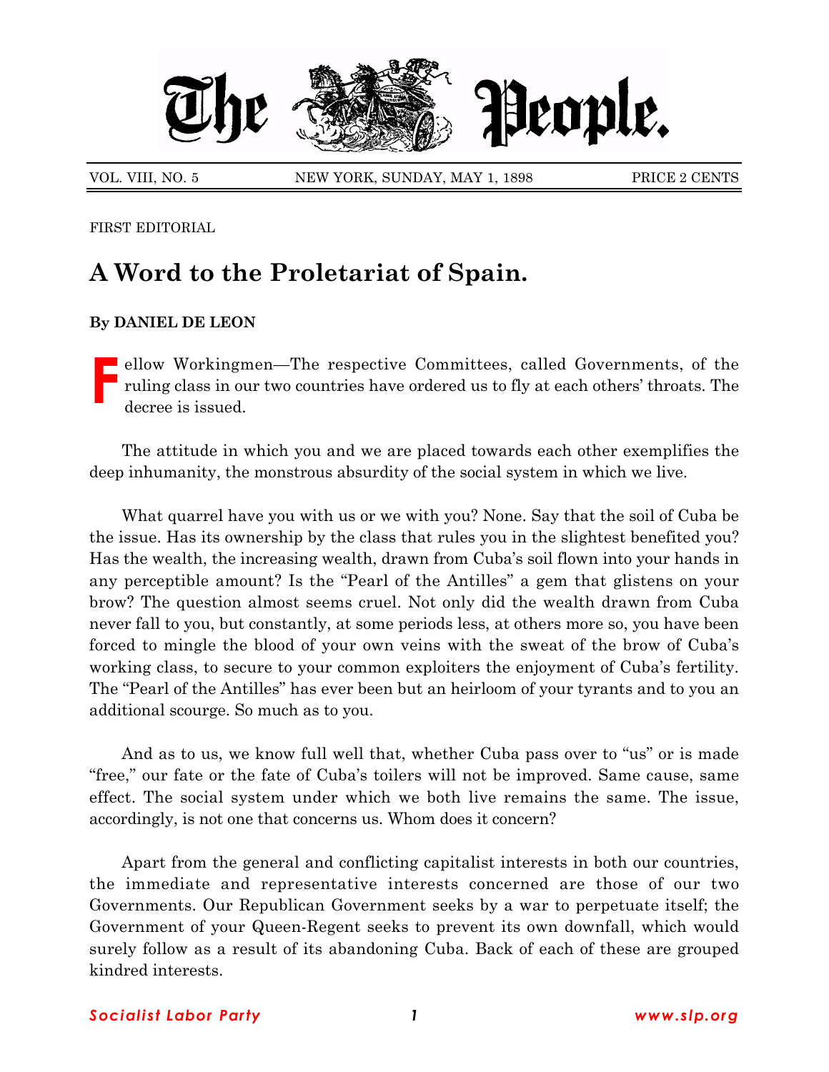# The People.

VOL. VIII, NO. 5 NEW YORK, SUNDAY, MAY 1, 1898 PRICE 2 CENTS

FIRST EDITORIAL

## A Word to the Proletariat of Spain.

**By DANIEL DE LEON**

Fellow Workingmen—The respective Committees, called Governments, of the ruling class in our two countries have ordered us to fly at each others' throats. The decree is issued.

The attitude in which you and we are placed towards each other exemplifies the deep inhumanity, the monstrous absurdity of the social system in which we live.

What quarrel have you with us or we with you? None. Say that the soil of Cuba be the issue. Has its ownership by the class that rules you in the slightest benefited you? Has the wealth, the increasing wealth, drawn from Cuba's soil flown into your hands in any perceptible amount? Is the "Pearl of the Antilles" a gem that glistens on your brow? The question almost seems cruel. Not only did the wealth drawn from Cuba never fall to you, but constantly, at some periods less, at others more so, you have been forced to mingle the blood of your own veins with the sweat of the brow of Cuba's working class, to secure to your common exploiters the enjoyment of Cuba's fertility. The "Pearl of the Antilles" has ever been but an heirloom of your tyrants and to you an additional scourge. So much as to you.

And as to us, we know full well that, whether Cuba pass over to "us" or is made "free," our fate or the fate of Cuba's toilers will not be improved. Same cause, same effect. The social system under which we both live remains the same. The issue, accordingly, is not one that concerns us. Whom does it concern?

Apart from the general and conflicting capitalist interests in both our countries, the immediate and representative interests concerned are those of our two Governments. Our Republican Government seeks by a war to perpetuate itself; the Government of your Queen-Regent seeks to prevent its own downfall, which would surely follow as a result of its abandoning Cuba. Back of each of these are grouped kindred interests.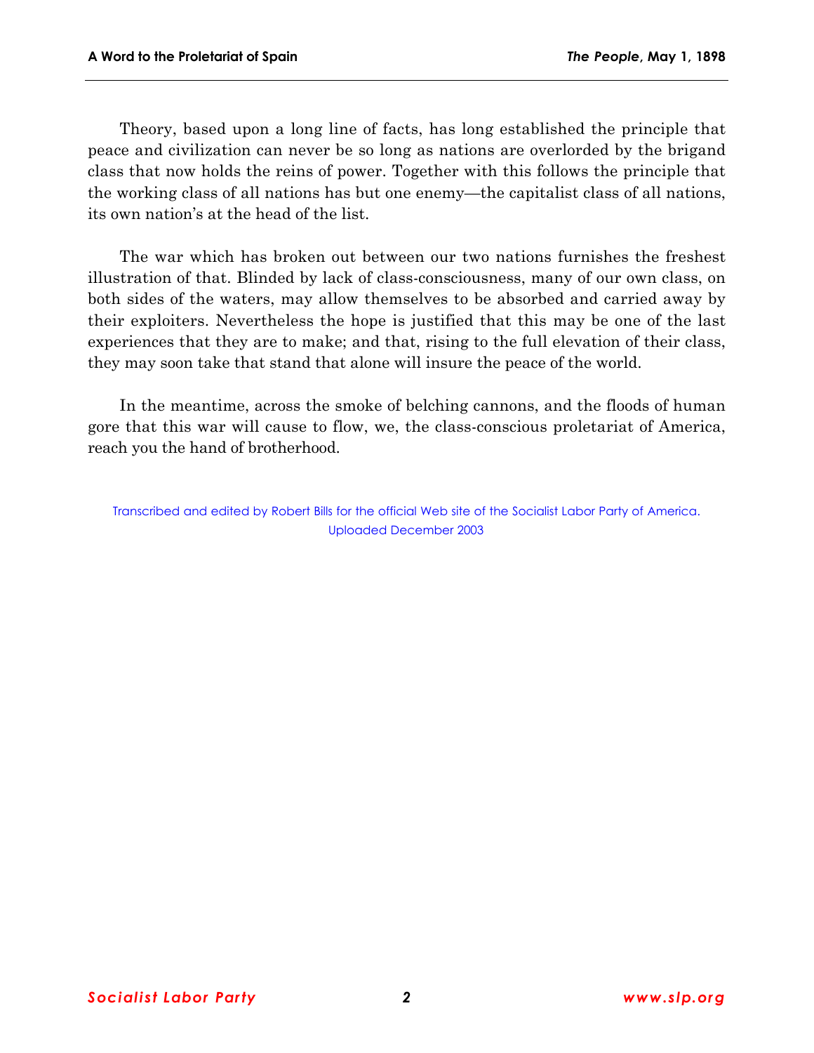Theory, based upon a long line of facts, has long established the principle that peace and civilization can never be so long as nations are overlorded by the brigand class that now holds the reins of power. Together with this follows the principle that the working class of all nations has but one enemy—the capitalist class of all nations, its own nation's at the head of the list.

The war which has broken out between our two nations furnishes the freshest illustration of that. Blinded by lack of class-consciousness, many of our own class, on both sides of the waters, may allow themselves to be absorbed and carried away by their exploiters. Nevertheless the hope is justified that this may be one of the last experiences that they are to make; and that, rising to the full elevation of their class, they may soon take that stand that alone will insure the peace of the world.

In the meantime, across the smoke of belching cannons, and the floods of human gore that this war will cause to flow, we, the class-conscious proletariat of America, reach you the hand of brotherhood.

Transcribed and edited by Robert Bills for the official Web site of the Socialist Labor Party of America.
Uploaded December 2003